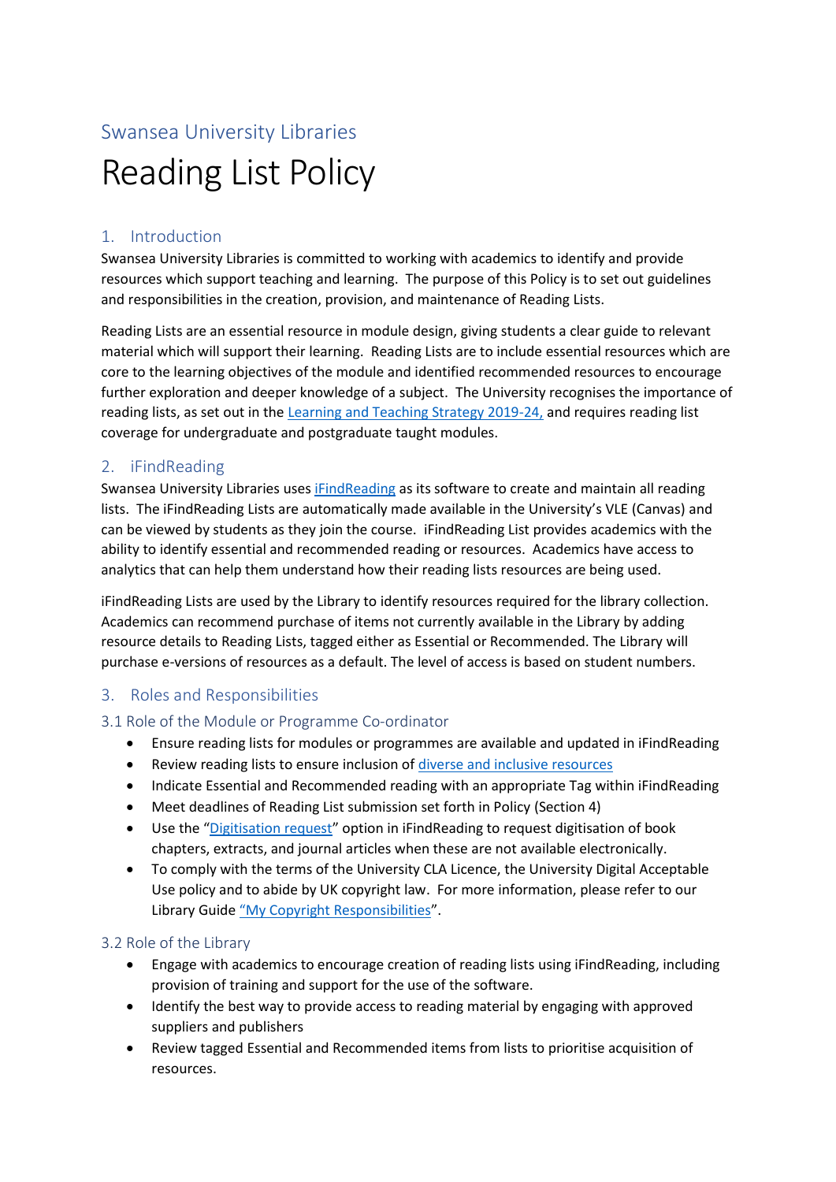Swansea University Libraries

# Reading List Policy

## 1. Introduction

Swansea University Libraries is committed to working with academics to identify and provide resources which support teaching and learning. The purpose of this Policy is to set out guidelines and responsibilities in the creation, provision, and maintenance of Reading Lists.

Reading Lists are an essential resource in module design, giving students a clear guide to relevant material which will support their learning. Reading Lists are to include essential resources which are core to the learning objectives of the module and identified recommended resources to encourage further exploration and deeper knowledge of a subject. The University recognises the importance of reading lists, as set out in the Learning and Teaching Strategy 2019-24, and requires reading list coverage for undergraduate and postgraduate taught modules.

## 2. iFindReading

Swansea University Libraries uses iFindReading as its software to create and maintain all reading lists. The iFindReading Lists are automatically made available in the University's VLE (Canvas) and can be viewed by students as they join the course. iFindReading List provides academics with the ability to identify essential and recommended reading or resources. Academics have access to analytics that can help them understand how their reading lists resources are being used.

iFindReading Lists are used by the Library to identify resources required for the library collection. Academics can recommend purchase of items not currently available in the Library by adding resource details to Reading Lists, tagged either as Essential or Recommended. The Library will purchase e-versions of resources as a default. The level of access is based on student numbers.

## 3. Roles and Responsibilities

### 3.1 Role of the Module or Programme Co-ordinator

- Ensure reading lists for modules or programmes are available and updated in iFindReading
- Review reading lists to ensure inclusion of diverse and inclusive resources
- Indicate Essential and Recommended reading with an appropriate Tag within iFindReading
- Meet deadlines of Reading List submission set forth in Policy (Section 4)
- Use the "Digitisation request" option in iFindReading to request digitisation of book chapters, extracts, and journal articles when these are not available electronically.
- To comply with the terms of the University CLA Licence, the University Digital Acceptable Use policy and to abide by UK copyright law. For more information, please refer to our Library Guide "My Copyright Responsibilities".

### 3.2 Role of the Library

- Engage with academics to encourage creation of reading lists using iFindReading, including provision of training and support for the use of the software.
- Identify the best way to provide access to reading material by engaging with approved suppliers and publishers
- Review tagged Essential and Recommended items from lists to prioritise acquisition of resources.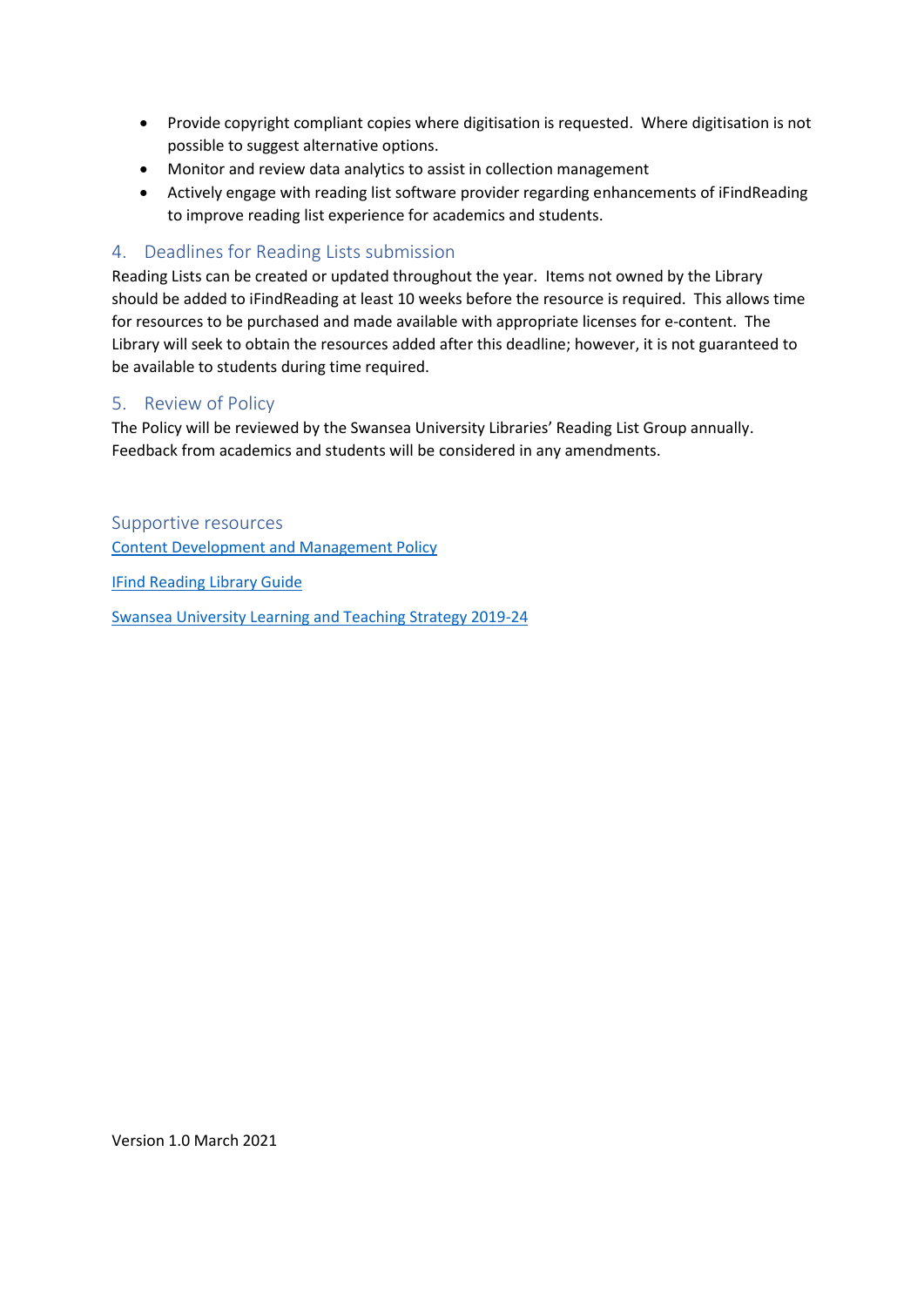- Provide copyright compliant copies where digitisation is requested. Where digitisation is not possible to suggest alternative options.
- Monitor and review data analytics to assist in collection management
- Actively engage with reading list software provider regarding enhancements of iFindReading to improve reading list experience for academics and students.

## 4. Deadlines for Reading Lists submission

Reading Lists can be created or updated throughout the year. Items not owned by the Library should be added to iFindReading at least 10 weeks before the resource is required. This allows time for resources to be purchased and made available with appropriate licenses for e-content. The Library will seek to obtain the resources added after this deadline; however, it is not guaranteed to be available to students during time required.

## 5. Review of Policy

The Policy will be reviewed by the Swansea University Libraries' Reading List Group annually. Feedback from academics and students will be considered in any amendments.

## Supportive resources

Content Development and Management Policy

IFind Reading Library Guide

Swansea University Learning and Teaching Strategy 2019-24

Version 1.0 March 2021